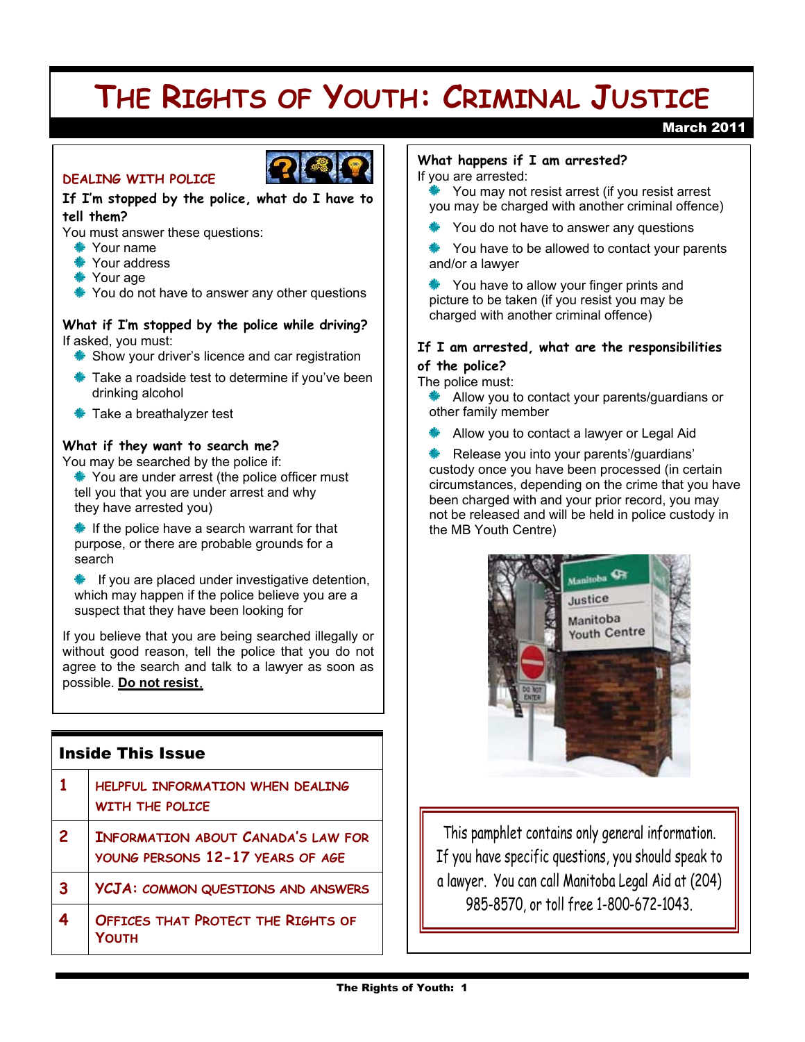# THE RIGHTS OF YOUTH: CRIMINAL JUSTICE

March 2011

## DEALING WITH POLICE

### If I'm stopped by the police, what do I have to tell them?

You must answer these questions:

- Your name
- Your address
- Your age
- You do not have to answer any other questions

### What if I'm stopped by the police while driving?

If asked, you must:

- Show your driver's licence and car registration
- Take a roadside test to determine if you've been drinking alcohol
- Take a breathalyzer test

### What if they want to search me?

You may be searched by the police if:

- You are under arrest (the police officer must tell you that you are under arrest and why they have arrested you)
- If the police have a search warrant for that purpose, or there are probable grounds for a search
- If you are placed under investigative detention, which may happen if the police believe you are a suspect that they have been looking for

If you believe that you are being searched illegally or without good reason, tell the police that you do not agree to the search and talk to a lawyer as soon as possible. **Do not resist.**

### What happens if I am arrested?

If you are arrested:

- You may not resist arrest (if you resist arrest you may be charged with another criminal offence)
- You do not have to answer any questions
- You have to be allowed to contact your parents and/or a lawyer
- You have to allow your finger prints and picture to be taken (if you resist you may be charged with another criminal offence)

### If I am arrested, what are the responsibilities of the police?

The police must:

- Allow you to contact your parents/guardians or other family member
- Allow you to contact a lawyer or Legal Aid
- Release you into your parents'/guardians' custody once you have been processed (in certain circumstances, depending on the crime that you have been charged with and your prior record, you may not be released and will be held in police custody in the MB Youth Centre)

This pamphlet contains only general information. If you have specific questions, you should speak to a lawyer. You can call Manitoba Legal Aid at (204) 985-8570, or toll free 1-800-672-1043.

## Inside This Issue

| | |
|---|---|
| 1 | HELPFUL INFORMATION WHEN DEALING WITH THE POLICE |
| 2 | INFORMATION ABOUT CANADA'S LAW FOR YOUNG PERSONS 12-17 YEARS OF AGE |
| 3 | YCJA: COMMON QUESTIONS AND ANSWERS |
| 4 | OFFICES THAT PROTECT THE RIGHTS OF YOUTH |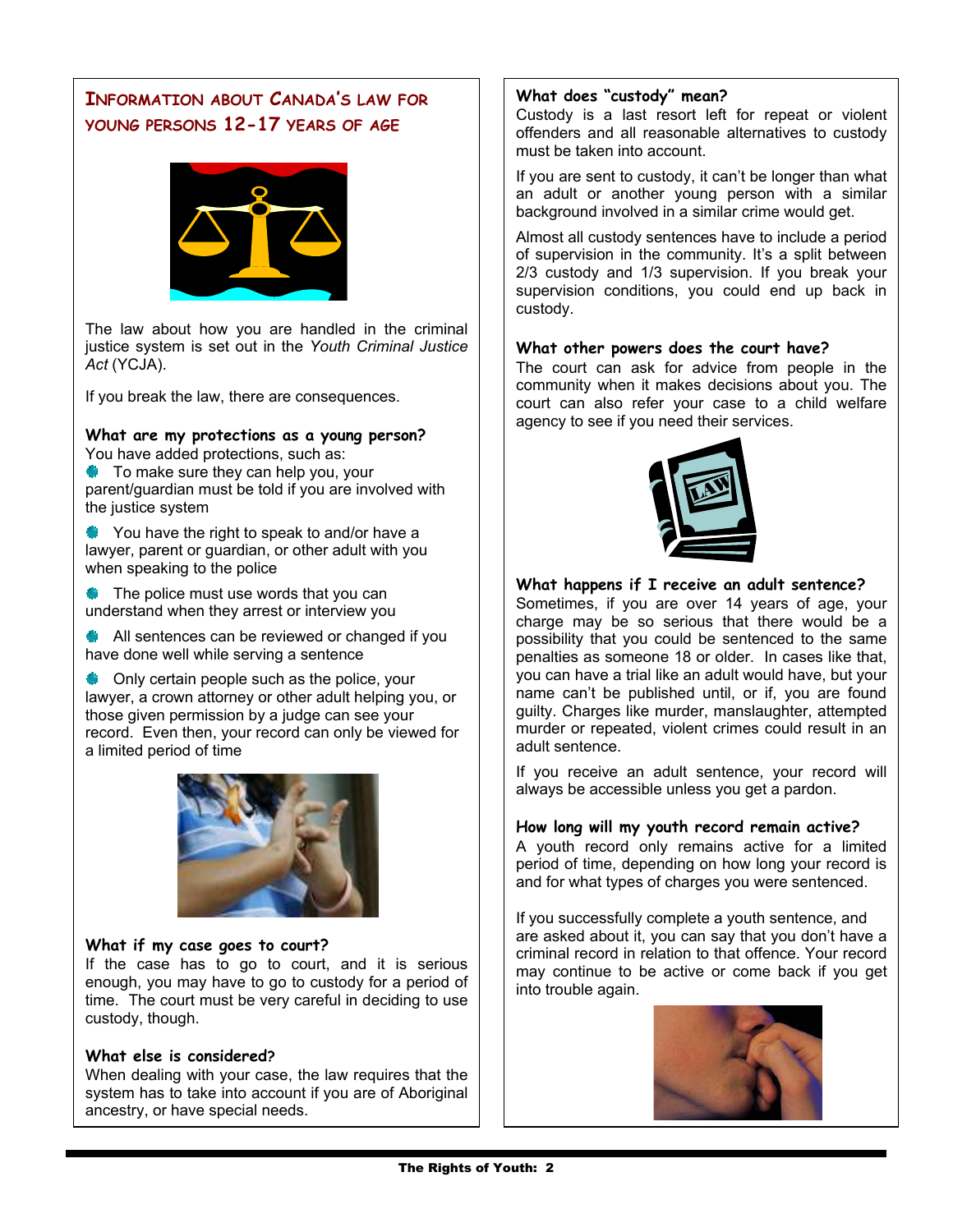## Information about Canada's Law for Young Persons 12-17 Years of Age

The law about how you are handled in the criminal justice system is set out in the *Youth Criminal Justice Act* (YCJA).

If you break the law, there are consequences.

### What are my protections as a young person?

You have added protections, such as:

- To make sure they can help you, your parent/guardian must be told if you are involved with the justice system
- You have the right to speak to and/or have a lawyer, parent or guardian, or other adult with you when speaking to the police
- The police must use words that you can understand when they arrest or interview you
- All sentences can be reviewed or changed if you have done well while serving a sentence
- Only certain people such as the police, your lawyer, a crown attorney or other adult helping you, or those given permission by a judge can see your record. Even then, your record can only be viewed for a limited period of time

### What if my case goes to court?

If the case has to go to court, and it is serious enough, you may have to go to custody for a period of time. The court must be very careful in deciding to use custody, though.

### What else is considered?

When dealing with your case, the law requires that the system has to take into account if you are of Aboriginal ancestry, or have special needs.

### What does "custody" mean?

Custody is a last resort left for repeat or violent offenders and all reasonable alternatives to custody must be taken into account.

If you are sent to custody, it can't be longer than what an adult or another young person with a similar background involved in a similar crime would get.

Almost all custody sentences have to include a period of supervision in the community. It's a split between 2/3 custody and 1/3 supervision. If you break your supervision conditions, you could end up back in custody.

### What other powers does the court have?

The court can ask for advice from people in the community when it makes decisions about you. The court can also refer your case to a child welfare agency to see if you need their services.

### What happens if I receive an adult sentence?

Sometimes, if you are over 14 years of age, your charge may be so serious that there would be a possibility that you could be sentenced to the same penalties as someone 18 or older. In cases like that, you can have a trial like an adult would have, but your name can't be published until, or if, you are found guilty. Charges like murder, manslaughter, attempted murder or repeated, violent crimes could result in an adult sentence.

If you receive an adult sentence, your record will always be accessible unless you get a pardon.

### How long will my youth record remain active?

A youth record only remains active for a limited period of time, depending on how long your record is and for what types of charges you were sentenced.

If you successfully complete a youth sentence, and are asked about it, you can say that you don't have a criminal record in relation to that offence. Your record may continue to be active or come back if you get into trouble again.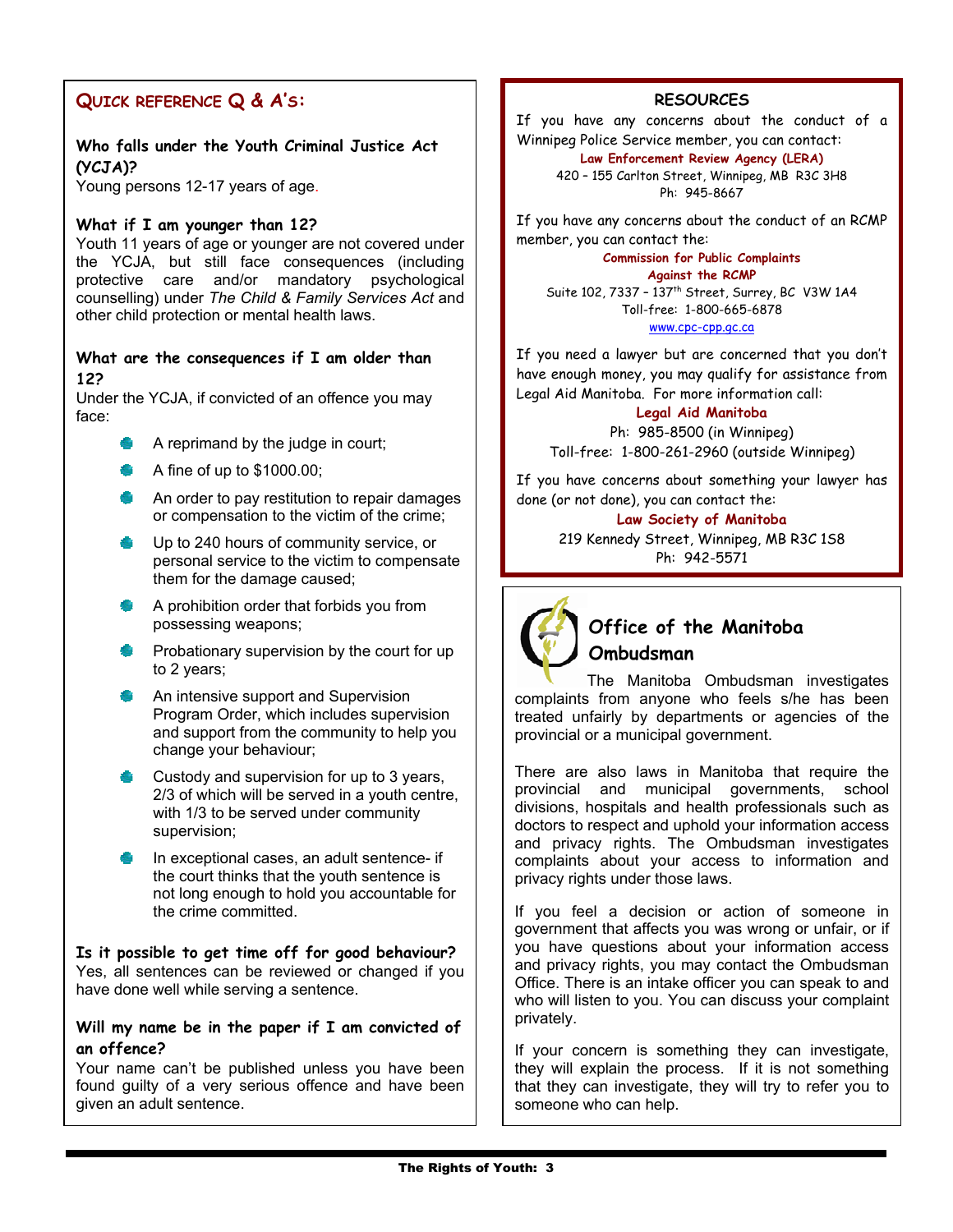## Quick reference Q & A's:

**Who falls under the Youth Criminal Justice Act (YCJA)?**

Young persons 12-17 years of age.

**What if I am younger than 12?**

Youth 11 years of age or younger are not covered under the YCJA, but still face consequences (including protective care and/or mandatory psychological counselling) under *The Child & Family Services Act* and other child protection or mental health laws.

**What are the consequences if I am older than 12?**

Under the YCJA, if convicted of an offence you may face:

- A reprimand by the judge in court;
- A fine of up to $1000.00;
- An order to pay restitution to repair damages or compensation to the victim of the crime;
- Up to 240 hours of community service, or personal service to the victim to compensate them for the damage caused;
- A prohibition order that forbids you from possessing weapons;
- Probationary supervision by the court for up to 2 years;
- An intensive support and Supervision Program Order, which includes supervision and support from the community to help you change your behaviour;
- Custody and supervision for up to 3 years, 2/3 of which will be served in a youth centre, with 1/3 to be served under community supervision;
- In exceptional cases, an adult sentence- if the court thinks that the youth sentence is not long enough to hold you accountable for the crime committed.

**Is it possible to get time off for good behaviour?**

Yes, all sentences can be reviewed or changed if you have done well while serving a sentence.

**Will my name be in the paper if I am convicted of an offence?**

Your name can't be published unless you have been found guilty of a very serious offence and have been given an adult sentence.

## RESOURCES

If you have any concerns about the conduct of a Winnipeg Police Service member, you can contact:

**Law Enforcement Review Agency (LERA)**
420 – 155 Carlton Street, Winnipeg, MB R3C 3H8
Ph: 945-8667

If you have any concerns about the conduct of an RCMP member, you can contact the:

**Commission for Public Complaints Against the RCMP**
Suite 102, 7337 – 137th Street, Surrey, BC V3W 1A4
Toll-free: 1-800-665-6878
www.cpc-cpp.gc.ca

If you need a lawyer but are concerned that you don't have enough money, you may qualify for assistance from Legal Aid Manitoba. For more information call:

**Legal Aid Manitoba**
Ph: 985-8500 (in Winnipeg)
Toll-free: 1-800-261-2960 (outside Winnipeg)

If you have concerns about something your lawyer has done (or not done), you can contact the:

**Law Society of Manitoba**
219 Kennedy Street, Winnipeg, MB R3C 1S8
Ph: 942-5571

## Office of the Manitoba Ombudsman

The Manitoba Ombudsman investigates complaints from anyone who feels s/he has been treated unfairly by departments or agencies of the provincial or a municipal government.

There are also laws in Manitoba that require the provincial and municipal governments, school divisions, hospitals and health professionals such as doctors to respect and uphold your information access and privacy rights. The Ombudsman investigates complaints about your access to information and privacy rights under those laws.

If you feel a decision or action of someone in government that affects you was wrong or unfair, or if you have questions about your information access and privacy rights, you may contact the Ombudsman Office. There is an intake officer you can speak to and who will listen to you. You can discuss your complaint privately.

If your concern is something they can investigate, they will explain the process. If it is not something that they can investigate, they will try to refer you to someone who can help.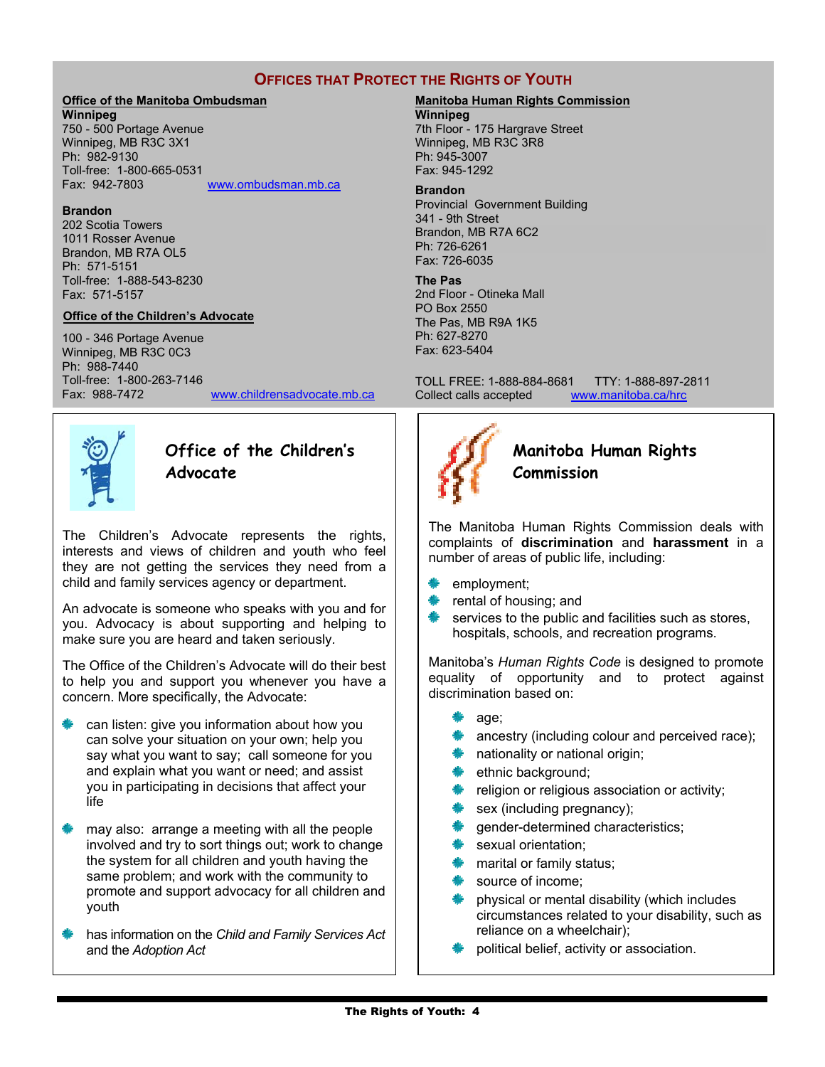## Offices that Protect the Rights of Youth

**Office of the Manitoba Ombudsman**

**Winnipeg**
750 - 500 Portage Avenue
Winnipeg, MB R3C 3X1
Ph: 982-9130
Toll-free: 1-800-665-0531
Fax: 942-7803
www.ombudsman.mb.ca

**Brandon**
202 Scotia Towers
1011 Rosser Avenue
Brandon, MB R7A OL5
Ph: 571-5151
Toll-free: 1-888-543-8230
Fax: 571-5157

**Office of the Children's Advocate**

100 - 346 Portage Avenue
Winnipeg, MB R3C 0C3
Ph: 988-7440
Toll-free: 1-800-263-7146
Fax: 988-7472
www.childrensadvocate.mb.ca

**Manitoba Human Rights Commission**

**Winnipeg**
7th Floor - 175 Hargrave Street
Winnipeg, MB R3C 3R8
Ph: 945-3007
Fax: 945-1292

**Brandon**
Provincial Government Building
341 - 9th Street
Brandon, MB R7A 6C2
Ph: 726-6261
Fax: 726-6035

**The Pas**
2nd Floor - Otineka Mall
PO Box 2550
The Pas, MB R9A 1K5
Ph: 627-8270
Fax: 623-5404

TOLL FREE: 1-888-884-8681 TTY: 1-888-897-2811
Collect calls accepted www.manitoba.ca/hrc

### Office of the Children's Advocate

The Children's Advocate represents the rights, interests and views of children and youth who feel they are not getting the services they need from a child and family services agency or department.

An advocate is someone who speaks with you and for you. Advocacy is about supporting and helping to make sure you are heard and taken seriously.

The Office of the Children's Advocate will do their best to help you and support you whenever you have a concern. More specifically, the Advocate:

- can listen: give you information about how you can solve your situation on your own; help you say what you want to say; call someone for you and explain what you want or need; and assist you in participating in decisions that affect your life
- may also: arrange a meeting with all the people involved and try to sort things out; work to change the system for all children and youth having the same problem; and work with the community to promote and support advocacy for all children and youth
- has information on the *Child and Family Services Act* and the *Adoption Act*

### Manitoba Human Rights Commission

The Manitoba Human Rights Commission deals with complaints of **discrimination** and **harassment** in a number of areas of public life, including:

- employment;
- rental of housing; and
- services to the public and facilities such as stores, hospitals, schools, and recreation programs.

Manitoba's *Human Rights Code* is designed to promote equality of opportunity and to protect against discrimination based on:

- age;
- ancestry (including colour and perceived race);
- nationality or national origin;
- ethnic background;
- religion or religious association or activity;
- sex (including pregnancy);
- gender-determined characteristics;
- sexual orientation;
- marital or family status;
- source of income;
- physical or mental disability (which includes circumstances related to your disability, such as reliance on a wheelchair);
- political belief, activity or association.